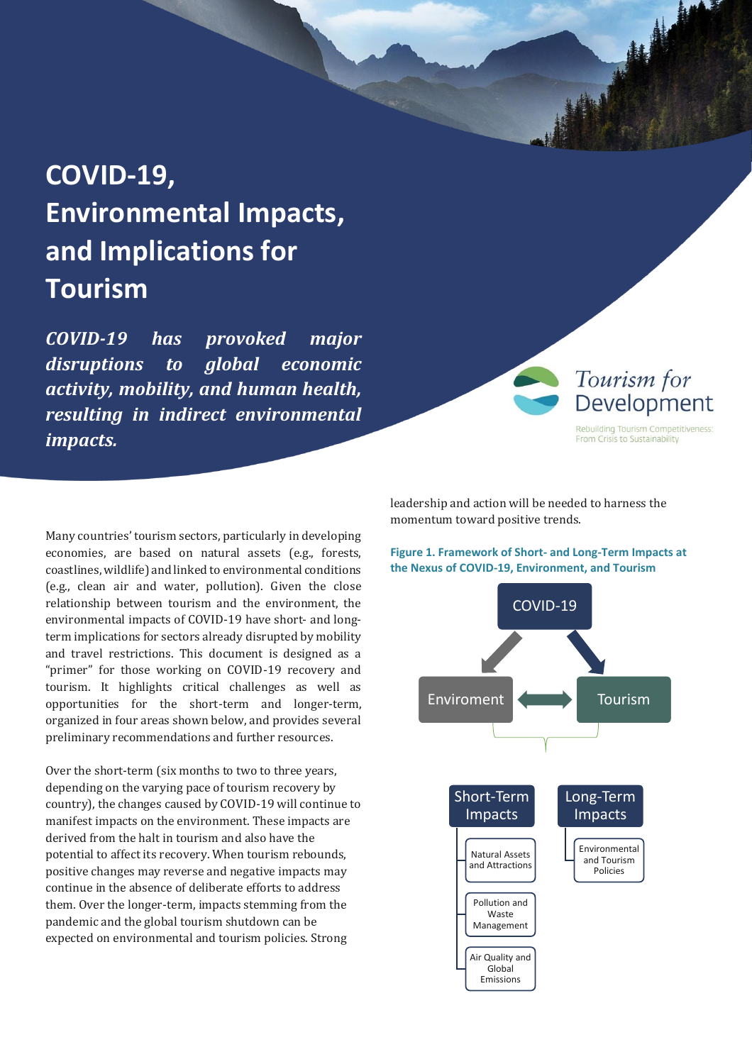# COVID-19, Environmental Impacts, and Implications for Tourism

***COVID-19 has provoked major disruptions to global economic activity, mobility, and human health, resulting in indirect environmental impacts.***

Tourism for Development

Rebuilding Tourism Competitiveness: From Crisis to Sustainability

Many countries' tourism sectors, particularly in developing economies, are based on natural assets (e.g., forests, coastlines, wildlife) and linked to environmental conditions (e.g., clean air and water, pollution). Given the close relationship between tourism and the environment, the environmental impacts of COVID-19 have short- and long-term implications for sectors already disrupted by mobility and travel restrictions. This document is designed as a "primer" for those working on COVID-19 recovery and tourism. It highlights critical challenges as well as opportunities for the short-term and longer-term, organized in four areas shown below, and provides several preliminary recommendations and further resources.

Over the short-term (six months to two to three years, depending on the varying pace of tourism recovery by country), the changes caused by COVID-19 will continue to manifest impacts on the environment. These impacts are derived from the halt in tourism and also have the potential to affect its recovery. When tourism rebounds, positive changes may reverse and negative impacts may continue in the absence of deliberate efforts to address them. Over the longer-term, impacts stemming from the pandemic and the global tourism shutdown can be expected on environmental and tourism policies. Strong leadership and action will be needed to harness the momentum toward positive trends.

**Figure 1. Framework of Short- and Long-Term Impacts at the Nexus of COVID-19, Environment, and Tourism**

COVID-19

Enviroment ↔ Tourism

- Short-Term Impacts
  - Natural Assets and Attractions
  - Pollution and Waste Management
  - Air Quality and Global Emissions
- Long-Term Impacts
  - Environmental and Tourism Policies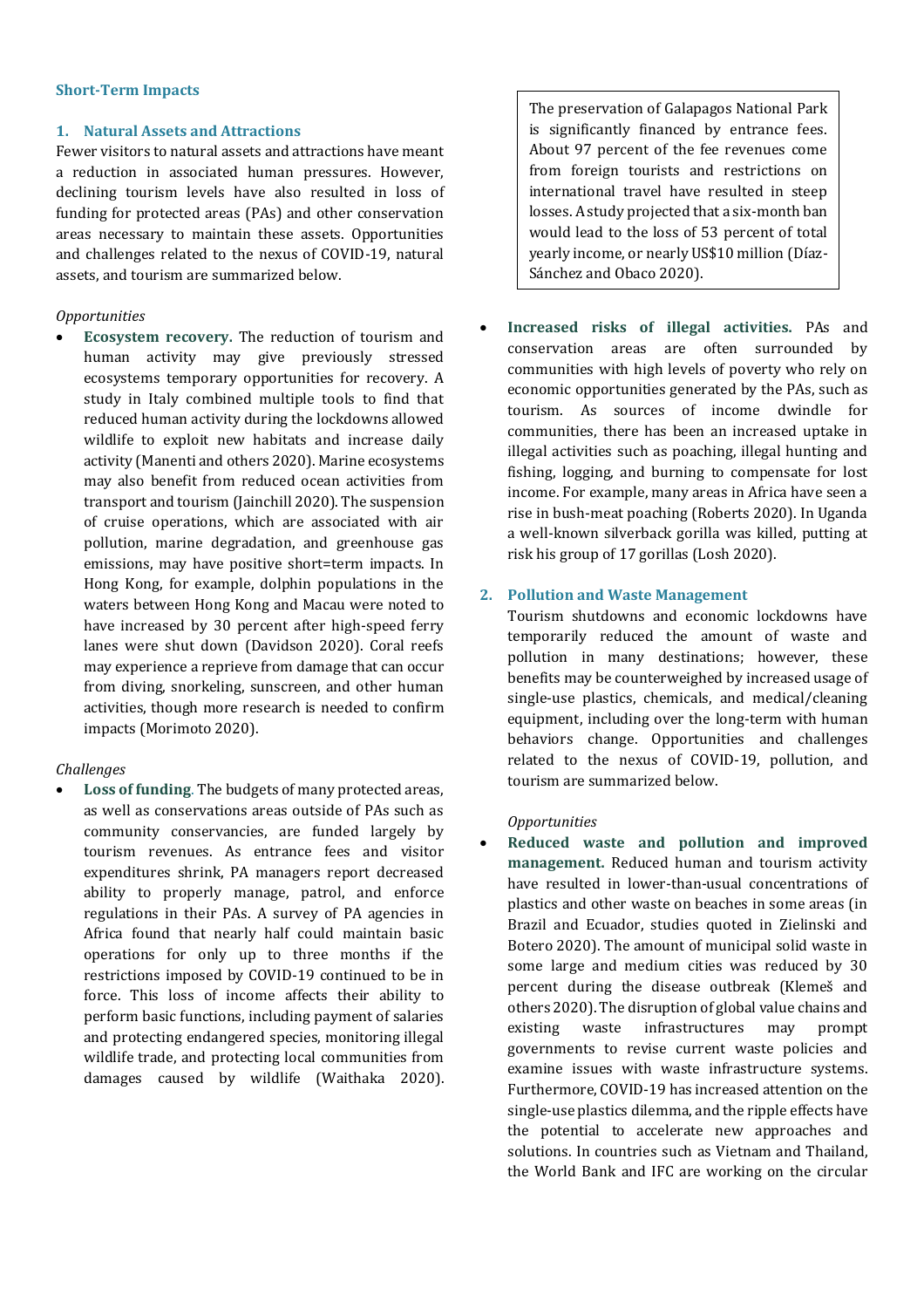## Short-Term Impacts

### 1. Natural Assets and Attractions

Fewer visitors to natural assets and attractions have meant a reduction in associated human pressures. However, declining tourism levels have also resulted in loss of funding for protected areas (PAs) and other conservation areas necessary to maintain these assets. Opportunities and challenges related to the nexus of COVID-19, natural assets, and tourism are summarized below.

*Opportunities*

- **Ecosystem recovery.** The reduction of tourism and human activity may give previously stressed ecosystems temporary opportunities for recovery. A study in Italy combined multiple tools to find that reduced human activity during the lockdowns allowed wildlife to exploit new habitats and increase daily activity (Manenti and others 2020). Marine ecosystems may also benefit from reduced ocean activities from transport and tourism (Jainchill 2020). The suspension of cruise operations, which are associated with air pollution, marine degradation, and greenhouse gas emissions, may have positive short=term impacts. In Hong Kong, for example, dolphin populations in the waters between Hong Kong and Macau were noted to have increased by 30 percent after high-speed ferry lanes were shut down (Davidson 2020). Coral reefs may experience a reprieve from damage that can occur from diving, snorkeling, sunscreen, and other human activities, though more research is needed to confirm impacts (Morimoto 2020).

*Challenges*

- **Loss of funding**. The budgets of many protected areas, as well as conservations areas outside of PAs such as community conservancies, are funded largely by tourism revenues. As entrance fees and visitor expenditures shrink, PA managers report decreased ability to properly manage, patrol, and enforce regulations in their PAs. A survey of PA agencies in Africa found that nearly half could maintain basic operations for only up to three months if the restrictions imposed by COVID-19 continued to be in force. This loss of income affects their ability to perform basic functions, including payment of salaries and protecting endangered species, monitoring illegal wildlife trade, and protecting local communities from damages caused by wildlife (Waithaka 2020).

> The preservation of Galapagos National Park is significantly financed by entrance fees. About 97 percent of the fee revenues come from foreign tourists and restrictions on international travel have resulted in steep losses. A study projected that a six-month ban would lead to the loss of 53 percent of total yearly income, or nearly US$10 million (Díaz-Sánchez and Obaco 2020).

- **Increased risks of illegal activities.** PAs and conservation areas are often surrounded by communities with high levels of poverty who rely on economic opportunities generated by the PAs, such as tourism. As sources of income dwindle for communities, there has been an increased uptake in illegal activities such as poaching, illegal hunting and fishing, logging, and burning to compensate for lost income. For example, many areas in Africa have seen a rise in bush-meat poaching (Roberts 2020). In Uganda a well-known silverback gorilla was killed, putting at risk his group of 17 gorillas (Losh 2020).

### 2. Pollution and Waste Management

Tourism shutdowns and economic lockdowns have temporarily reduced the amount of waste and pollution in many destinations; however, these benefits may be counterweighed by increased usage of single-use plastics, chemicals, and medical/cleaning equipment, including over the long-term with human behaviors change. Opportunities and challenges related to the nexus of COVID-19, pollution, and tourism are summarized below.

*Opportunities*

- **Reduced waste and pollution and improved management.** Reduced human and tourism activity have resulted in lower-than-usual concentrations of plastics and other waste on beaches in some areas (in Brazil and Ecuador, studies quoted in Zielinski and Botero 2020). The amount of municipal solid waste in some large and medium cities was reduced by 30 percent during the disease outbreak (Klemeš and others 2020). The disruption of global value chains and existing waste infrastructures may prompt governments to revise current waste policies and examine issues with waste infrastructure systems. Furthermore, COVID-19 has increased attention on the single-use plastics dilemma, and the ripple effects have the potential to accelerate new approaches and solutions. In countries such as Vietnam and Thailand, the World Bank and IFC are working on the circular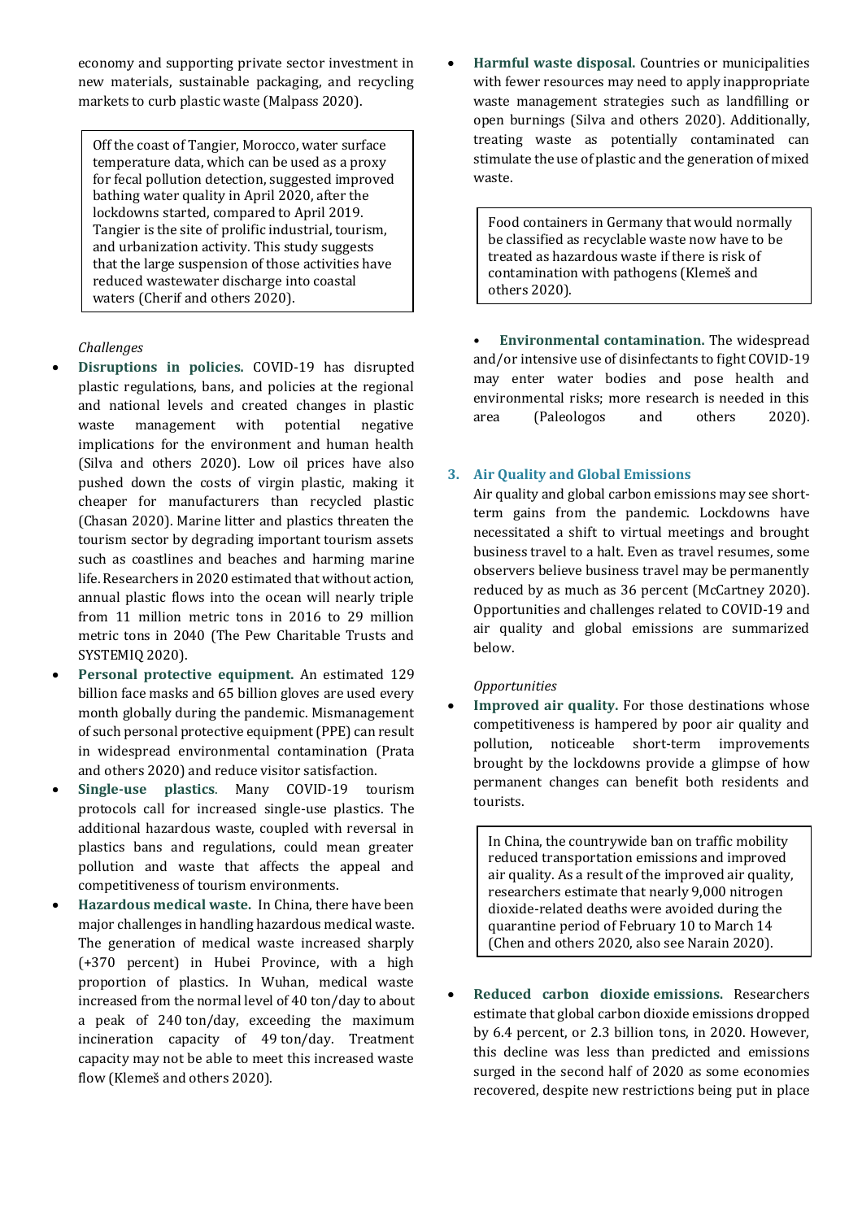economy and supporting private sector investment in new materials, sustainable packaging, and recycling markets to curb plastic waste (Malpass 2020).

> Off the coast of Tangier, Morocco, water surface temperature data, which can be used as a proxy for fecal pollution detection, suggested improved bathing water quality in April 2020, after the lockdowns started, compared to April 2019. Tangier is the site of prolific industrial, tourism, and urbanization activity. This study suggests that the large suspension of those activities have reduced wastewater discharge into coastal waters (Cherif and others 2020).

*Challenges*

- **Disruptions in policies.** COVID-19 has disrupted plastic regulations, bans, and policies at the regional and national levels and created changes in plastic waste management with potential negative implications for the environment and human health (Silva and others 2020). Low oil prices have also pushed down the costs of virgin plastic, making it cheaper for manufacturers than recycled plastic (Chasan 2020). Marine litter and plastics threaten the tourism sector by degrading important tourism assets such as coastlines and beaches and harming marine life. Researchers in 2020 estimated that without action, annual plastic flows into the ocean will nearly triple from 11 million metric tons in 2016 to 29 million metric tons in 2040 (The Pew Charitable Trusts and SYSTEMIQ 2020).
- **Personal protective equipment.** An estimated 129 billion face masks and 65 billion gloves are used every month globally during the pandemic. Mismanagement of such personal protective equipment (PPE) can result in widespread environmental contamination (Prata and others 2020) and reduce visitor satisfaction.
- **Single-use plastics**. Many COVID-19 tourism protocols call for increased single-use plastics. The additional hazardous waste, coupled with reversal in plastics bans and regulations, could mean greater pollution and waste that affects the appeal and competitiveness of tourism environments.
- **Hazardous medical waste.** In China, there have been major challenges in handling hazardous medical waste. The generation of medical waste increased sharply (+370 percent) in Hubei Province, with a high proportion of plastics. In Wuhan, medical waste increased from the normal level of 40 ton/day to about a peak of 240 ton/day, exceeding the maximum incineration capacity of 49 ton/day. Treatment capacity may not be able to meet this increased waste flow (Klemeš and others 2020).
- **Harmful waste disposal.** Countries or municipalities with fewer resources may need to apply inappropriate waste management strategies such as landfilling or open burnings (Silva and others 2020). Additionally, treating waste as potentially contaminated can stimulate the use of plastic and the generation of mixed waste.

> Food containers in Germany that would normally be classified as recyclable waste now have to be treated as hazardous waste if there is risk of contamination with pathogens (Klemeš and others 2020).

- **Environmental contamination.** The widespread and/or intensive use of disinfectants to fight COVID-19 may enter water bodies and pose health and environmental risks; more research is needed in this area (Paleologos and others 2020).

## 3. Air Quality and Global Emissions

Air quality and global carbon emissions may see short-term gains from the pandemic. Lockdowns have necessitated a shift to virtual meetings and brought business travel to a halt. Even as travel resumes, some observers believe business travel may be permanently reduced by as much as 36 percent (McCartney 2020). Opportunities and challenges related to COVID-19 and air quality and global emissions are summarized below.

*Opportunities*

- **Improved air quality.** For those destinations whose competitiveness is hampered by poor air quality and pollution, noticeable short-term improvements brought by the lockdowns provide a glimpse of how permanent changes can benefit both residents and tourists.

> In China, the countrywide ban on traffic mobility reduced transportation emissions and improved air quality. As a result of the improved air quality, researchers estimate that nearly 9,000 nitrogen dioxide-related deaths were avoided during the quarantine period of February 10 to March 14 (Chen and others 2020, also see Narain 2020).

- **Reduced carbon dioxide emissions.** Researchers estimate that global carbon dioxide emissions dropped by 6.4 percent, or 2.3 billion tons, in 2020. However, this decline was less than predicted and emissions surged in the second half of 2020 as some economies recovered, despite new restrictions being put in place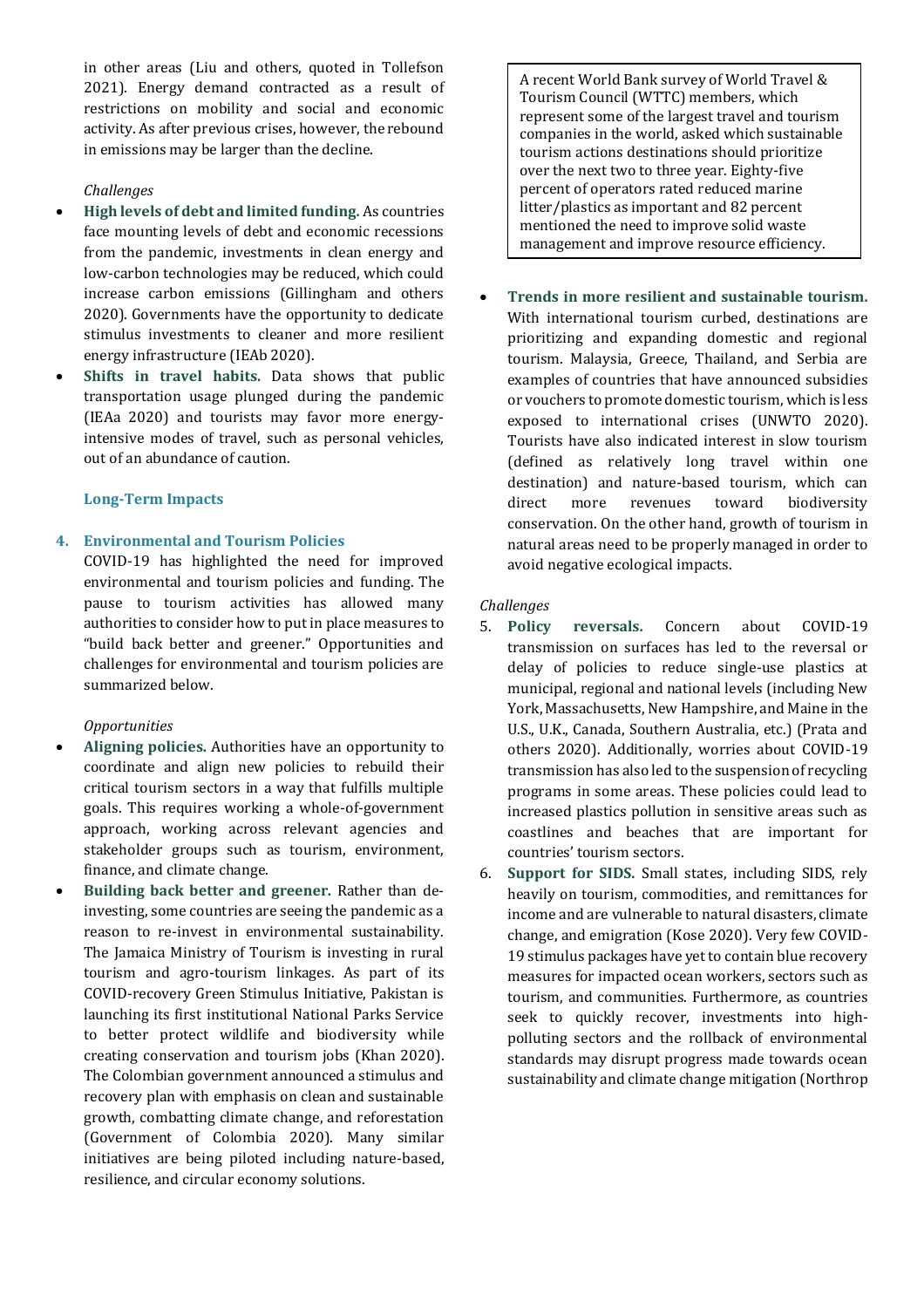in other areas (Liu and others, quoted in Tollefson 2021). Energy demand contracted as a result of restrictions on mobility and social and economic activity. As after previous crises, however, the rebound in emissions may be larger than the decline.

*Challenges*

- **High levels of debt and limited funding.** As countries face mounting levels of debt and economic recessions from the pandemic, investments in clean energy and low-carbon technologies may be reduced, which could increase carbon emissions (Gillingham and others 2020). Governments have the opportunity to dedicate stimulus investments to cleaner and more resilient energy infrastructure (IEAb 2020).
- **Shifts in travel habits.** Data shows that public transportation usage plunged during the pandemic (IEAa 2020) and tourists may favor more energy-intensive modes of travel, such as personal vehicles, out of an abundance of caution.

### Long-Term Impacts

4. **Environmental and Tourism Policies**

COVID-19 has highlighted the need for improved environmental and tourism policies and funding. The pause to tourism activities has allowed many authorities to consider how to put in place measures to "build back better and greener." Opportunities and challenges for environmental and tourism policies are summarized below.

*Opportunities*

- **Aligning policies.** Authorities have an opportunity to coordinate and align new policies to rebuild their critical tourism sectors in a way that fulfills multiple goals. This requires working a whole-of-government approach, working across relevant agencies and stakeholder groups such as tourism, environment, finance, and climate change.
- **Building back better and greener.** Rather than de-investing, some countries are seeing the pandemic as a reason to re-invest in environmental sustainability. The Jamaica Ministry of Tourism is investing in rural tourism and agro-tourism linkages. As part of its COVID-recovery Green Stimulus Initiative, Pakistan is launching its first institutional National Parks Service to better protect wildlife and biodiversity while creating conservation and tourism jobs (Khan 2020). The Colombian government announced a stimulus and recovery plan with emphasis on clean and sustainable growth, combatting climate change, and reforestation (Government of Colombia 2020). Many similar initiatives are being piloted including nature-based, resilience, and circular economy solutions.

> A recent World Bank survey of World Travel & Tourism Council (WTTC) members, which represent some of the largest travel and tourism companies in the world, asked which sustainable tourism actions destinations should prioritize over the next two to three year. Eighty-five percent of operators rated reduced marine litter/plastics as important and 82 percent mentioned the need to improve solid waste management and improve resource efficiency.

- **Trends in more resilient and sustainable tourism.** With international tourism curbed, destinations are prioritizing and expanding domestic and regional tourism. Malaysia, Greece, Thailand, and Serbia are examples of countries that have announced subsidies or vouchers to promote domestic tourism, which is less exposed to international crises (UNWTO 2020). Tourists have also indicated interest in slow tourism (defined as relatively long travel within one destination) and nature-based tourism, which can direct more revenues toward biodiversity conservation. On the other hand, growth of tourism in natural areas need to be properly managed in order to avoid negative ecological impacts.

*Challenges*

5. **Policy reversals.** Concern about COVID-19 transmission on surfaces has led to the reversal or delay of policies to reduce single-use plastics at municipal, regional and national levels (including New York, Massachusetts, New Hampshire, and Maine in the U.S., U.K., Canada, Southern Australia, etc.) (Prata and others 2020). Additionally, worries about COVID-19 transmission has also led to the suspension of recycling programs in some areas. These policies could lead to increased plastics pollution in sensitive areas such as coastlines and beaches that are important for countries' tourism sectors.
6. **Support for SIDS.** Small states, including SIDS, rely heavily on tourism, commodities, and remittances for income and are vulnerable to natural disasters, climate change, and emigration (Kose 2020). Very few COVID-19 stimulus packages have yet to contain blue recovery measures for impacted ocean workers, sectors such as tourism, and communities. Furthermore, as countries seek to quickly recover, investments into high-polluting sectors and the rollback of environmental standards may disrupt progress made towards ocean sustainability and climate change mitigation (Northrop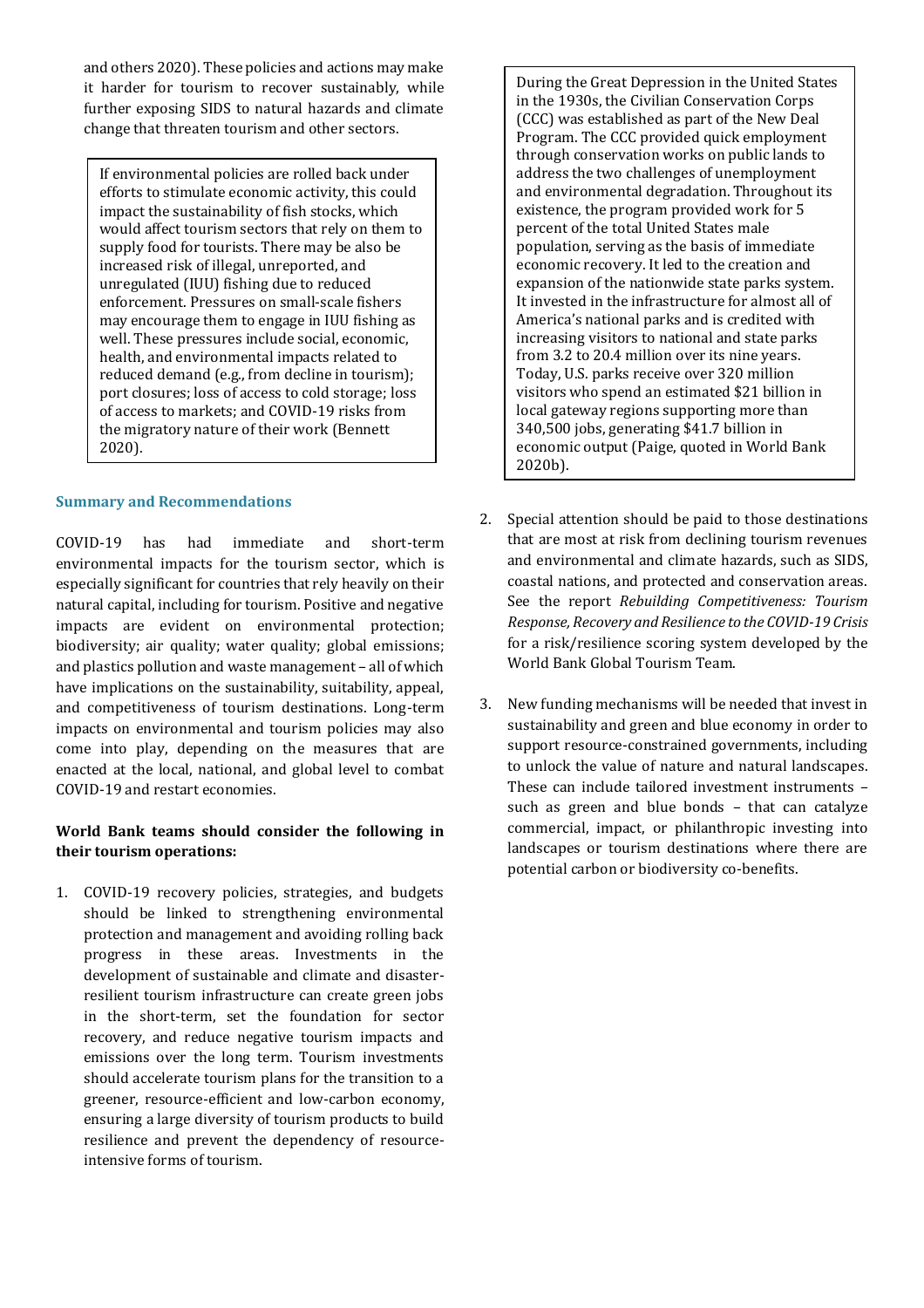and others 2020). These policies and actions may make it harder for tourism to recover sustainably, while further exposing SIDS to natural hazards and climate change that threaten tourism and other sectors.

> If environmental policies are rolled back under efforts to stimulate economic activity, this could impact the sustainability of fish stocks, which would affect tourism sectors that rely on them to supply food for tourists. There may be also be increased risk of illegal, unreported, and unregulated (IUU) fishing due to reduced enforcement. Pressures on small-scale fishers may encourage them to engage in IUU fishing as well. These pressures include social, economic, health, and environmental impacts related to reduced demand (e.g., from decline in tourism); port closures; loss of access to cold storage; loss of access to markets; and COVID-19 risks from the migratory nature of their work (Bennett 2020).

## Summary and Recommendations

COVID-19 has had immediate and short-term environmental impacts for the tourism sector, which is especially significant for countries that rely heavily on their natural capital, including for tourism. Positive and negative impacts are evident on environmental protection; biodiversity; air quality; water quality; global emissions; and plastics pollution and waste management – all of which have implications on the sustainability, suitability, appeal, and competitiveness of tourism destinations. Long-term impacts on environmental and tourism policies may also come into play, depending on the measures that are enacted at the local, national, and global level to combat COVID-19 and restart economies.

**World Bank teams should consider the following in their tourism operations:**

1. COVID-19 recovery policies, strategies, and budgets should be linked to strengthening environmental protection and management and avoiding rolling back progress in these areas. Investments in the development of sustainable and climate and disaster-resilient tourism infrastructure can create green jobs in the short-term, set the foundation for sector recovery, and reduce negative tourism impacts and emissions over the long term. Tourism investments should accelerate tourism plans for the transition to a greener, resource-efficient and low-carbon economy, ensuring a large diversity of tourism products to build resilience and prevent the dependency of resource-intensive forms of tourism.

> During the Great Depression in the United States in the 1930s, the Civilian Conservation Corps (CCC) was established as part of the New Deal Program. The CCC provided quick employment through conservation works on public lands to address the two challenges of unemployment and environmental degradation. Throughout its existence, the program provided work for 5 percent of the total United States male population, serving as the basis of immediate economic recovery. It led to the creation and expansion of the nationwide state parks system. It invested in the infrastructure for almost all of America's national parks and is credited with increasing visitors to national and state parks from 3.2 to 20.4 million over its nine years. Today, U.S. parks receive over 320 million visitors who spend an estimated $21 billion in local gateway regions supporting more than 340,500 jobs, generating $41.7 billion in economic output (Paige, quoted in World Bank 2020b).

2. Special attention should be paid to those destinations that are most at risk from declining tourism revenues and environmental and climate hazards, such as SIDS, coastal nations, and protected and conservation areas. See the report *Rebuilding Competitiveness: Tourism Response, Recovery and Resilience to the COVID-19 Crisis* for a risk/resilience scoring system developed by the World Bank Global Tourism Team.

3. New funding mechanisms will be needed that invest in sustainability and green and blue economy in order to support resource-constrained governments, including to unlock the value of nature and natural landscapes. These can include tailored investment instruments – such as green and blue bonds – that can catalyze commercial, impact, or philanthropic investing into landscapes or tourism destinations where there are potential carbon or biodiversity co-benefits.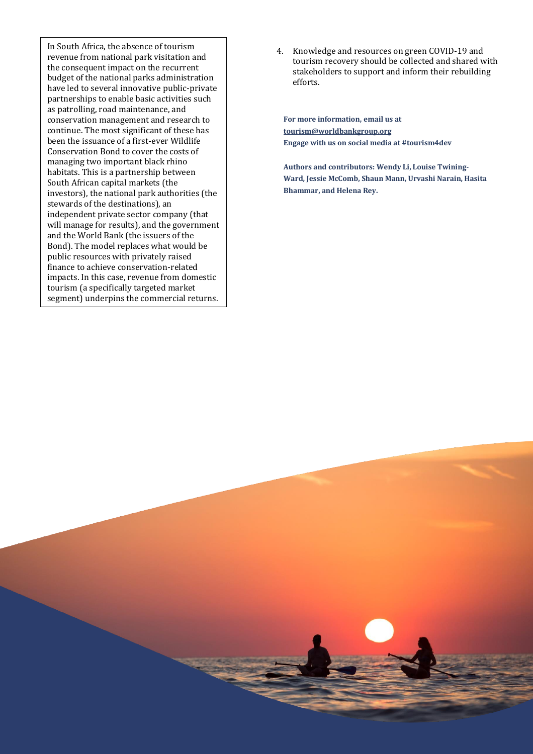In South Africa, the absence of tourism revenue from national park visitation and the consequent impact on the recurrent budget of the national parks administration have led to several innovative public-private partnerships to enable basic activities such as patrolling, road maintenance, and conservation management and research to continue. The most significant of these has been the issuance of a first-ever Wildlife Conservation Bond to cover the costs of managing two important black rhino habitats. This is a partnership between South African capital markets (the investors), the national park authorities (the stewards of the destinations), an independent private sector company (that will manage for results), and the government and the World Bank (the issuers of the Bond). The model replaces what would be public resources with privately raised finance to achieve conservation-related impacts. In this case, revenue from domestic tourism (a specifically targeted market segment) underpins the commercial returns.

4. Knowledge and resources on green COVID-19 and tourism recovery should be collected and shared with stakeholders to support and inform their rebuilding efforts.

**For more information, email us at [tourism@worldbankgroup.org](mailto:tourism@worldbankgroup.org)**
**Engage with us on social media at #tourism4dev**

**Authors and contributors: Wendy Li, Louise Twining-Ward, Jessie McComb, Shaun Mann, Urvashi Narain, Hasita Bhammar, and Helena Rey.**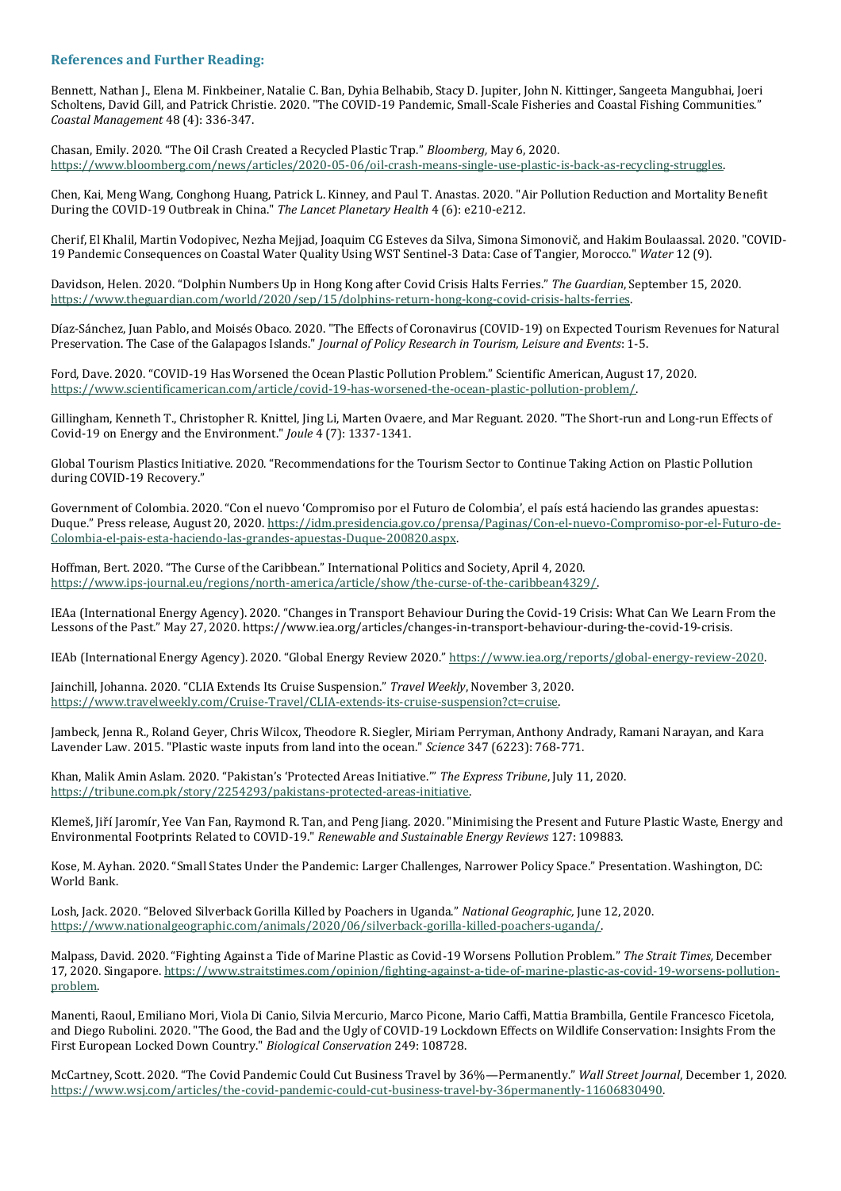### References and Further Reading:

Bennett, Nathan J., Elena M. Finkbeiner, Natalie C. Ban, Dyhia Belhabib, Stacy D. Jupiter, John N. Kittinger, Sangeeta Mangubhai, Joeri Scholtens, David Gill, and Patrick Christie. 2020. "The COVID-19 Pandemic, Small-Scale Fisheries and Coastal Fishing Communities." *Coastal Management* 48 (4): 336-347.

Chasan, Emily. 2020. "The Oil Crash Created a Recycled Plastic Trap." *Bloomberg*, May 6, 2020. https://www.bloomberg.com/news/articles/2020-05-06/oil-crash-means-single-use-plastic-is-back-as-recycling-struggles.

Chen, Kai, Meng Wang, Conghong Huang, Patrick L. Kinney, and Paul T. Anastas. 2020. "Air Pollution Reduction and Mortality Benefit During the COVID-19 Outbreak in China." *The Lancet Planetary Health* 4 (6): e210-e212.

Cherif, El Khalil, Martin Vodopivec, Nezha Mejjad, Joaquim CG Esteves da Silva, Simona Simonovič, and Hakim Boulaassal. 2020. "COVID-19 Pandemic Consequences on Coastal Water Quality Using WST Sentinel-3 Data: Case of Tangier, Morocco." *Water* 12 (9).

Davidson, Helen. 2020. "Dolphin Numbers Up in Hong Kong after Covid Crisis Halts Ferries." *The Guardian*, September 15, 2020. https://www.theguardian.com/world/2020/sep/15/dolphins-return-hong-kong-covid-crisis-halts-ferries.

Díaz-Sánchez, Juan Pablo, and Moisés Obaco. 2020. "The Effects of Coronavirus (COVID-19) on Expected Tourism Revenues for Natural Preservation. The Case of the Galapagos Islands." *Journal of Policy Research in Tourism, Leisure and Events*: 1-5.

Ford, Dave. 2020. "COVID-19 Has Worsened the Ocean Plastic Pollution Problem." Scientific American, August 17, 2020. https://www.scientificamerican.com/article/covid-19-has-worsened-the-ocean-plastic-pollution-problem/.

Gillingham, Kenneth T., Christopher R. Knittel, Jing Li, Marten Ovaere, and Mar Reguant. 2020. "The Short-run and Long-run Effects of Covid-19 on Energy and the Environment." *Joule* 4 (7): 1337-1341.

Global Tourism Plastics Initiative. 2020. "Recommendations for the Tourism Sector to Continue Taking Action on Plastic Pollution during COVID-19 Recovery."

Government of Colombia. 2020. "Con el nuevo 'Compromiso por el Futuro de Colombia', el país está haciendo las grandes apuestas: Duque." Press release, August 20, 2020. https://idm.presidencia.gov.co/prensa/Paginas/Con-el-nuevo-Compromiso-por-el-Futuro-de-Colombia-el-pais-esta-haciendo-las-grandes-apuestas-Duque-200820.aspx.

Hoffman, Bert. 2020. "The Curse of the Caribbean." International Politics and Society, April 4, 2020. https://www.ips-journal.eu/regions/north-america/article/show/the-curse-of-the-caribbean4329/.

IEAa (International Energy Agency). 2020. "Changes in Transport Behaviour During the Covid-19 Crisis: What Can We Learn From the Lessons of the Past." May 27, 2020. https://www.iea.org/articles/changes-in-transport-behaviour-during-the-covid-19-crisis.

IEAb (International Energy Agency). 2020. "Global Energy Review 2020." https://www.iea.org/reports/global-energy-review-2020.

Jainchill, Johanna. 2020. "CLIA Extends Its Cruise Suspension." *Travel Weekly*, November 3, 2020. https://www.travelweekly.com/Cruise-Travel/CLIA-extends-its-cruise-suspension?ct=cruise.

Jambeck, Jenna R., Roland Geyer, Chris Wilcox, Theodore R. Siegler, Miriam Perryman, Anthony Andrady, Ramani Narayan, and Kara Lavender Law. 2015. "Plastic waste inputs from land into the ocean." *Science* 347 (6223): 768-771.

Khan, Malik Amin Aslam. 2020. "Pakistan's 'Protected Areas Initiative.'" *The Express Tribune*, July 11, 2020. https://tribune.com.pk/story/2254293/pakistans-protected-areas-initiative.

Klemeš, Jiří Jaromír, Yee Van Fan, Raymond R. Tan, and Peng Jiang. 2020. "Minimising the Present and Future Plastic Waste, Energy and Environmental Footprints Related to COVID-19." *Renewable and Sustainable Energy Reviews* 127: 109883.

Kose, M. Ayhan. 2020. "Small States Under the Pandemic: Larger Challenges, Narrower Policy Space." Presentation. Washington, DC: World Bank.

Losh, Jack. 2020. "Beloved Silverback Gorilla Killed by Poachers in Uganda." *National Geographic,* June 12, 2020. https://www.nationalgeographic.com/animals/2020/06/silverback-gorilla-killed-poachers-uganda/.

Malpass, David. 2020. "Fighting Against a Tide of Marine Plastic as Covid-19 Worsens Pollution Problem." *The Strait Times,* December 17, 2020. Singapore. https://www.straitstimes.com/opinion/fighting-against-a-tide-of-marine-plastic-as-covid-19-worsens-pollution-problem.

Manenti, Raoul, Emiliano Mori, Viola Di Canio, Silvia Mercurio, Marco Picone, Mario Caffi, Mattia Brambilla, Gentile Francesco Ficetola, and Diego Rubolini. 2020. "The Good, the Bad and the Ugly of COVID-19 Lockdown Effects on Wildlife Conservation: Insights From the First European Locked Down Country." *Biological Conservation* 249: 108728.

McCartney, Scott. 2020. "The Covid Pandemic Could Cut Business Travel by 36%—Permanently." *Wall Street Journal*, December 1, 2020. https://www.wsj.com/articles/the-covid-pandemic-could-cut-business-travel-by-36permanently-11606830490.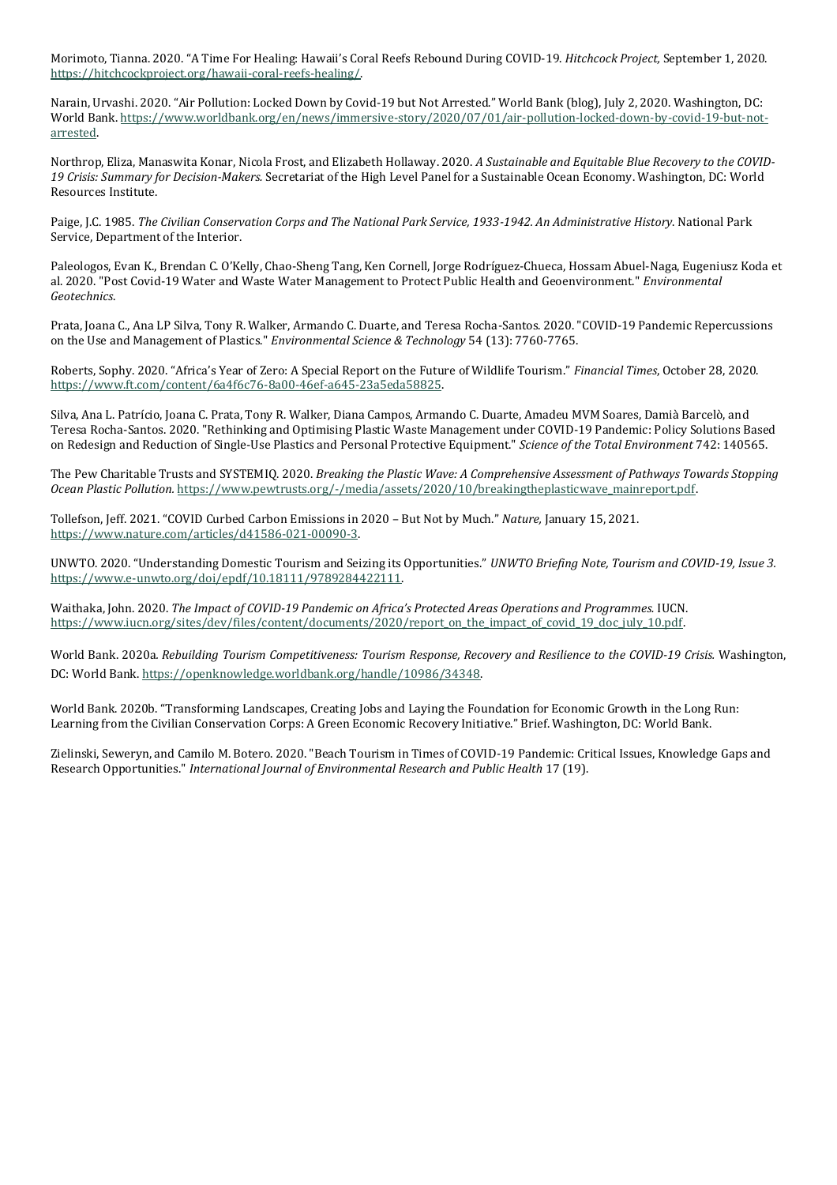Morimoto, Tianna. 2020. “A Time For Healing: Hawaii’s Coral Reefs Rebound During COVID-19. *Hitchcock Project,* September 1, 2020. https://hitchcockproject.org/hawaii-coral-reefs-healing/.

Narain, Urvashi. 2020. “Air Pollution: Locked Down by Covid-19 but Not Arrested.” World Bank (blog), July 2, 2020. Washington, DC: World Bank. https://www.worldbank.org/en/news/immersive-story/2020/07/01/air-pollution-locked-down-by-covid-19-but-not-arrested.

Northrop, Eliza, Manaswita Konar, Nicola Frost, and Elizabeth Hollaway. 2020. *A Sustainable and Equitable Blue Recovery to the COVID-19 Crisis: Summary for Decision-Makers.* Secretariat of the High Level Panel for a Sustainable Ocean Economy. Washington, DC: World Resources Institute.

Paige, J.C. 1985. *The Civilian Conservation Corps and The National Park Service, 1933-1942. An Administrative History*. National Park Service, Department of the Interior.

Paleologos, Evan K., Brendan C. O’Kelly, Chao-Sheng Tang, Ken Cornell, Jorge Rodríguez-Chueca, Hossam Abuel-Naga, Eugeniusz Koda et al. 2020. "Post Covid-19 Water and Waste Water Management to Protect Public Health and Geoenvironment." *Environmental Geotechnics*.

Prata, Joana C., Ana LP Silva, Tony R. Walker, Armando C. Duarte, and Teresa Rocha-Santos. 2020. "COVID-19 Pandemic Repercussions on the Use and Management of Plastics." *Environmental Science & Technology* 54 (13): 7760-7765.

Roberts, Sophy. 2020. “Africa’s Year of Zero: A Special Report on the Future of Wildlife Tourism.” *Financial Times*, October 28, 2020. https://www.ft.com/content/6a4f6c76-8a00-46ef-a645-23a5eda58825.

Silva, Ana L. Patrício, Joana C. Prata, Tony R. Walker, Diana Campos, Armando C. Duarte, Amadeu MVM Soares, Damià Barcelò, and Teresa Rocha-Santos. 2020. "Rethinking and Optimising Plastic Waste Management under COVID-19 Pandemic: Policy Solutions Based on Redesign and Reduction of Single-Use Plastics and Personal Protective Equipment." *Science of the Total Environment* 742: 140565.

The Pew Charitable Trusts and SYSTEMIQ. 2020. *Breaking the Plastic Wave: A Comprehensive Assessment of Pathways Towards Stopping Ocean Plastic Pollution.* https://www.pewtrusts.org/-/media/assets/2020/10/breakingtheplasticwave_mainreport.pdf.

Tollefson, Jeff. 2021. “COVID Curbed Carbon Emissions in 2020 – But Not by Much.” *Nature,* January 15, 2021. https://www.nature.com/articles/d41586-021-00090-3.

UNWTO. 2020. “Understanding Domestic Tourism and Seizing its Opportunities.” *UNWTO Briefing Note, Tourism and COVID-19, Issue 3.* https://www.e-unwto.org/doi/epdf/10.18111/9789284422111.

Waithaka, John. 2020. *The Impact of COVID-19 Pandemic on Africa’s Protected Areas Operations and Programmes.* IUCN. https://www.iucn.org/sites/dev/files/content/documents/2020/report_on_the_impact_of_covid_19_doc_july_10.pdf.

World Bank. 2020a. *Rebuilding Tourism Competitiveness: Tourism Response, Recovery and Resilience to the COVID-19 Crisis.* Washington, DC: World Bank. https://openknowledge.worldbank.org/handle/10986/34348.

World Bank. 2020b. “Transforming Landscapes, Creating Jobs and Laying the Foundation for Economic Growth in the Long Run: Learning from the Civilian Conservation Corps: A Green Economic Recovery Initiative.” Brief. Washington, DC: World Bank.

Zielinski, Seweryn, and Camilo M. Botero. 2020. "Beach Tourism in Times of COVID-19 Pandemic: Critical Issues, Knowledge Gaps and Research Opportunities." *International Journal of Environmental Research and Public Health* 17 (19).